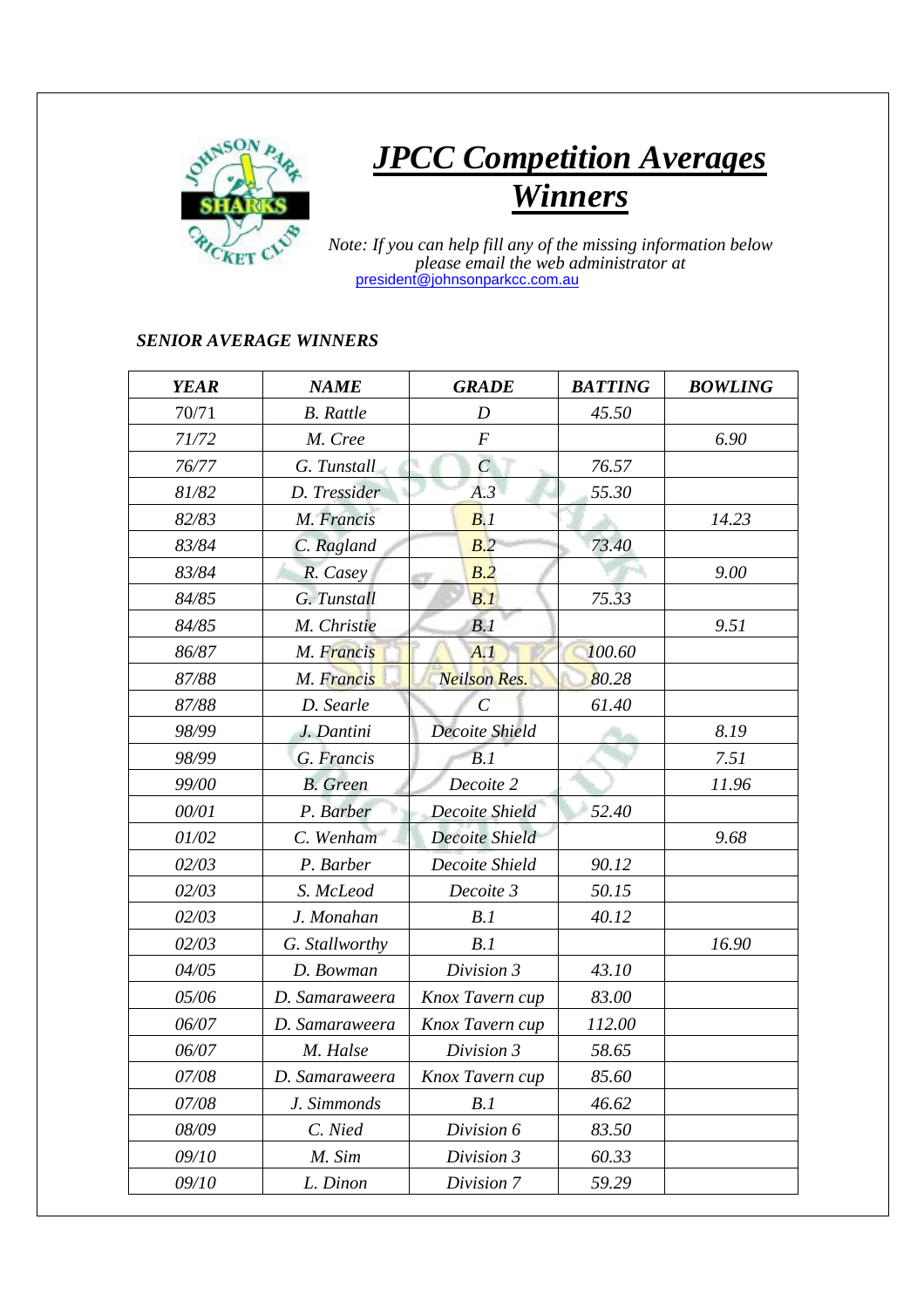# *JPCC Competition Averages Winners*

*Note: If you can help fill any of the missing information below please email the web administrator at* president@johnsonparkcc.com.au

***SENIOR AVERAGE WINNERS***

| *YEAR* | *NAME* | *GRADE* | *BATTING* | *BOWLING* |
|---|---|---|---|---|
| 70/71 | B. Rattle | D | 45.50 | |
| 71/72 | M. Cree | F | | 6.90 |
| 76/77 | G. Tunstall | C | 76.57 | |
| 81/82 | D. Tressider | A.3 | 55.30 | |
| 82/83 | M. Francis | B.1 | | 14.23 |
| 83/84 | C. Ragland | B.2 | 73.40 | |
| 83/84 | R. Casey | B.2 | | 9.00 |
| 84/85 | G. Tunstall | B.1 | 75.33 | |
| 84/85 | M. Christie | B.1 | | 9.51 |
| 86/87 | M. Francis | A.1 | 100.60 | |
| 87/88 | M. Francis | Neilson Res. | 80.28 | |
| 87/88 | D. Searle | C | 61.40 | |
| 98/99 | J. Dantini | Decoite Shield | | 8.19 |
| 98/99 | G. Francis | B.1 | | 7.51 |
| 99/00 | B. Green | Decoite 2 | | 11.96 |
| 00/01 | P. Barber | Decoite Shield | 52.40 | |
| 01/02 | C. Wenham | Decoite Shield | | 9.68 |
| 02/03 | P. Barber | Decoite Shield | 90.12 | |
| 02/03 | S. McLeod | Decoite 3 | 50.15 | |
| 02/03 | J. Monahan | B.1 | 40.12 | |
| 02/03 | G. Stallworthy | B.1 | | 16.90 |
| 04/05 | D. Bowman | Division 3 | 43.10 | |
| 05/06 | D. Samaraweera | Knox Tavern cup | 83.00 | |
| 06/07 | D. Samaraweera | Knox Tavern cup | 112.00 | |
| 06/07 | M. Halse | Division 3 | 58.65 | |
| 07/08 | D. Samaraweera | Knox Tavern cup | 85.60 | |
| 07/08 | J. Simmonds | B.1 | 46.62 | |
| 08/09 | C. Nied | Division 6 | 83.50 | |
| 09/10 | M. Sim | Division 3 | 60.33 | |
| 09/10 | L. Dinon | Division 7 | 59.29 | |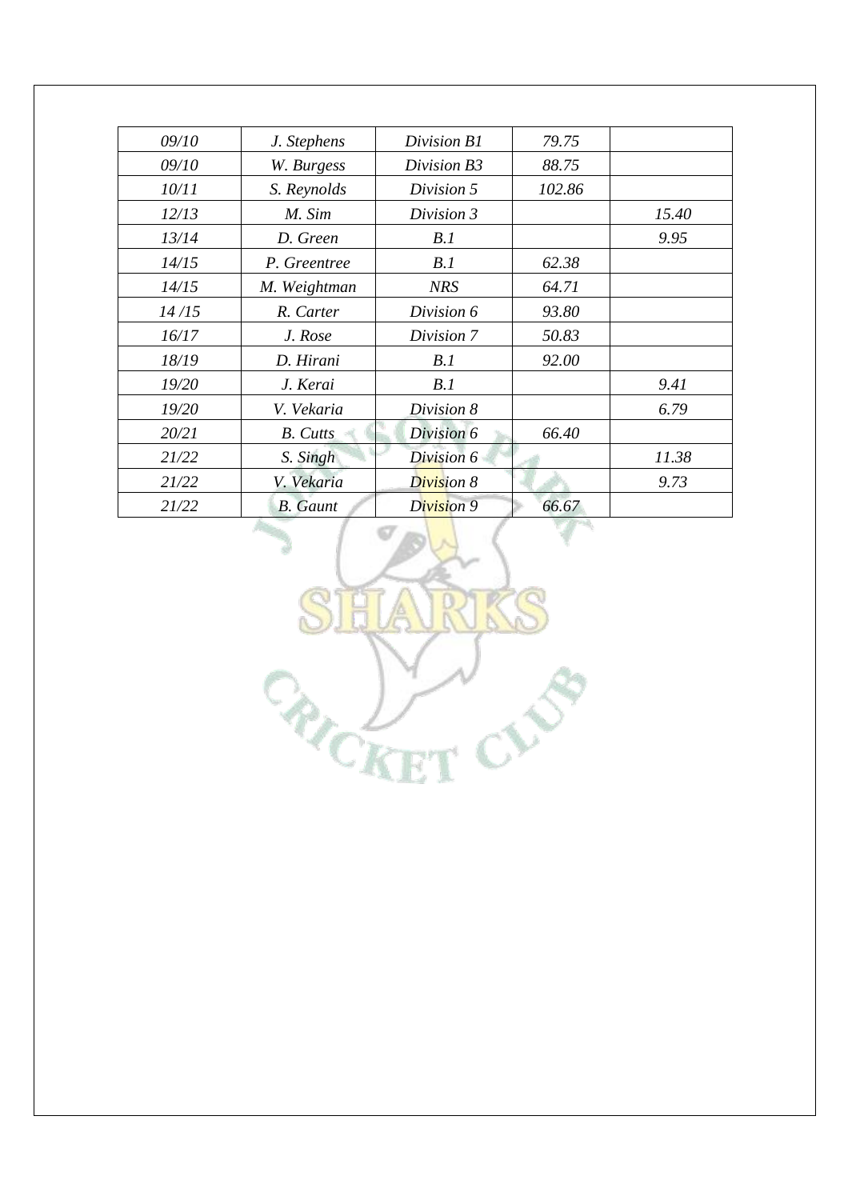| | | | | |
|---|---|---|---|---|
| *09/10* | *J. Stephens* | *Division B1* | *79.75* | |
| *09/10* | *W. Burgess* | *Division B3* | *88.75* | |
| *10/11* | *S. Reynolds* | *Division 5* | *102.86* | |
| *12/13* | *M. Sim* | *Division 3* | | *15.40* |
| *13/14* | *D. Green* | *B.1* | | *9.95* |
| *14/15* | *P. Greentree* | *B.1* | *62.38* | |
| *14/15* | *M. Weightman* | *NRS* | *64.71* | |
| *14 /15* | *R. Carter* | *Division 6* | *93.80* | |
| *16/17* | *J. Rose* | *Division 7* | *50.83* | |
| *18/19* | *D. Hirani* | *B.1* | *92.00* | |
| *19/20* | *J. Kerai* | *B.1* | | *9.41* |
| *19/20* | *V. Vekaria* | *Division 8* | | *6.79* |
| *20/21* | *B. Cutts* | *Division 6* | *66.40* | |
| *21/22* | *S. Singh* | *Division 6* | | *11.38* |
| *21/22* | *V. Vekaria* | *Division 8* | | *9.73* |
| *21/22* | *B. Gaunt* | *Division 9* | *66.67* | |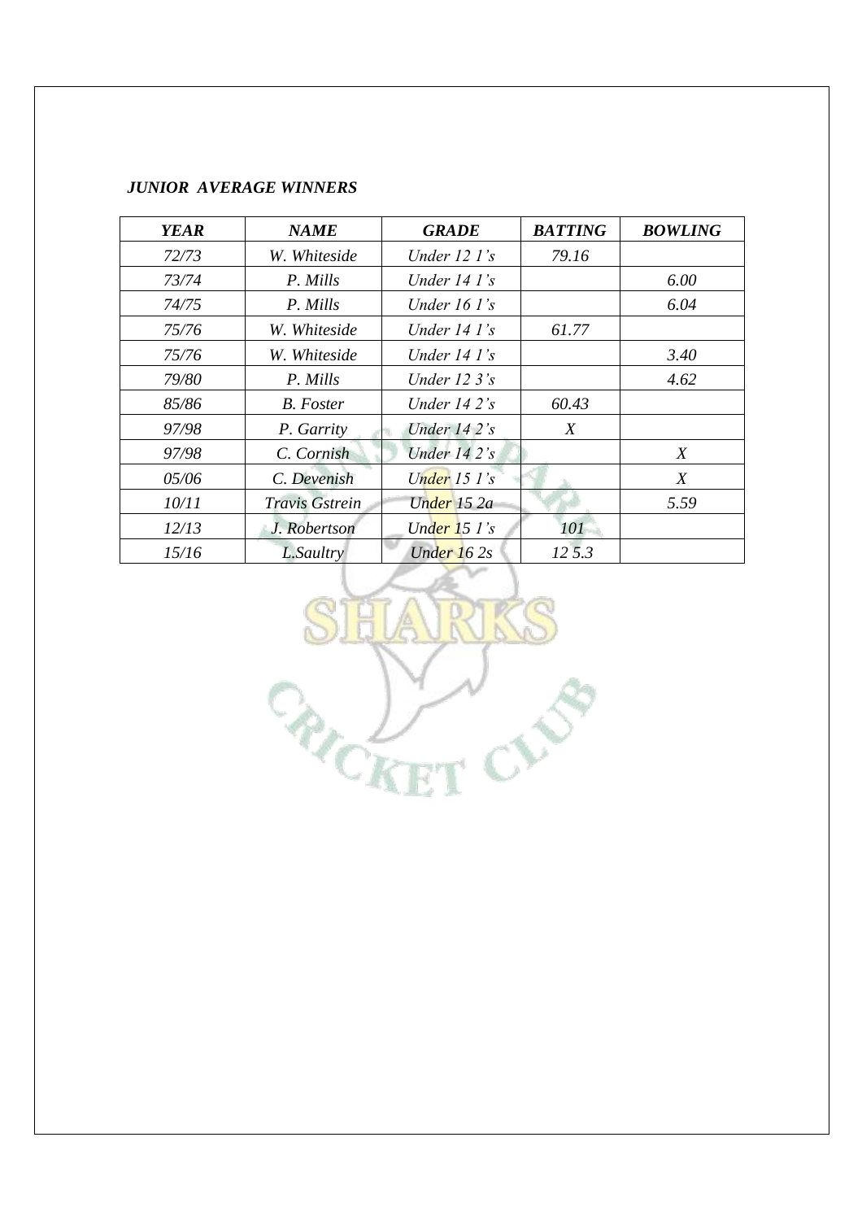***JUNIOR AVERAGE WINNERS***

| *YEAR* | *NAME* | *GRADE* | *BATTING* | *BOWLING* |
|---|---|---|---|---|
| *72/73* | *W. Whiteside* | *Under 12 1's* | *79.16* | |
| *73/74* | *P. Mills* | *Under 14 1's* | | *6.00* |
| *74/75* | *P. Mills* | *Under 16 1's* | | *6.04* |
| *75/76* | *W. Whiteside* | *Under 14 1's* | *61.77* | |
| *75/76* | *W. Whiteside* | *Under 14 1's* | | *3.40* |
| *79/80* | *P. Mills* | *Under 12 3's* | | *4.62* |
| *85/86* | *B. Foster* | *Under 14 2's* | *60.43* | |
| *97/98* | *P. Garrity* | *Under 14 2's* | *X* | |
| *97/98* | *C. Cornish* | *Under 14 2's* | | *X* |
| *05/06* | *C. Devenish* | *Under 15 1's* | | *X* |
| *10/11* | *Travis Gstrein* | *Under 15 2a* | | *5.59* |
| *12/13* | *J. Robertson* | *Under 15 1's* | *101* | |
| *15/16* | *L.Saultry* | *Under 16 2s* | *12 5.3* | |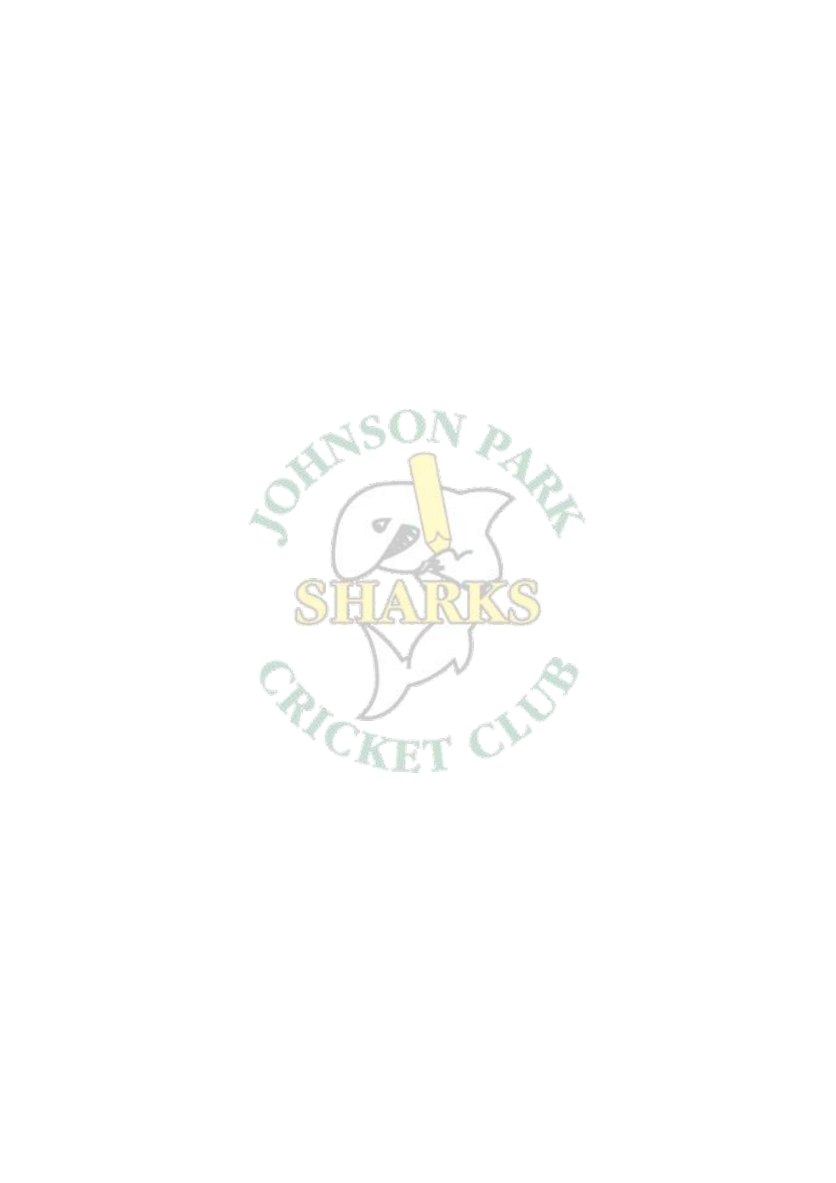JOHNSON PARK

SHARKS

CRICKET CLUB